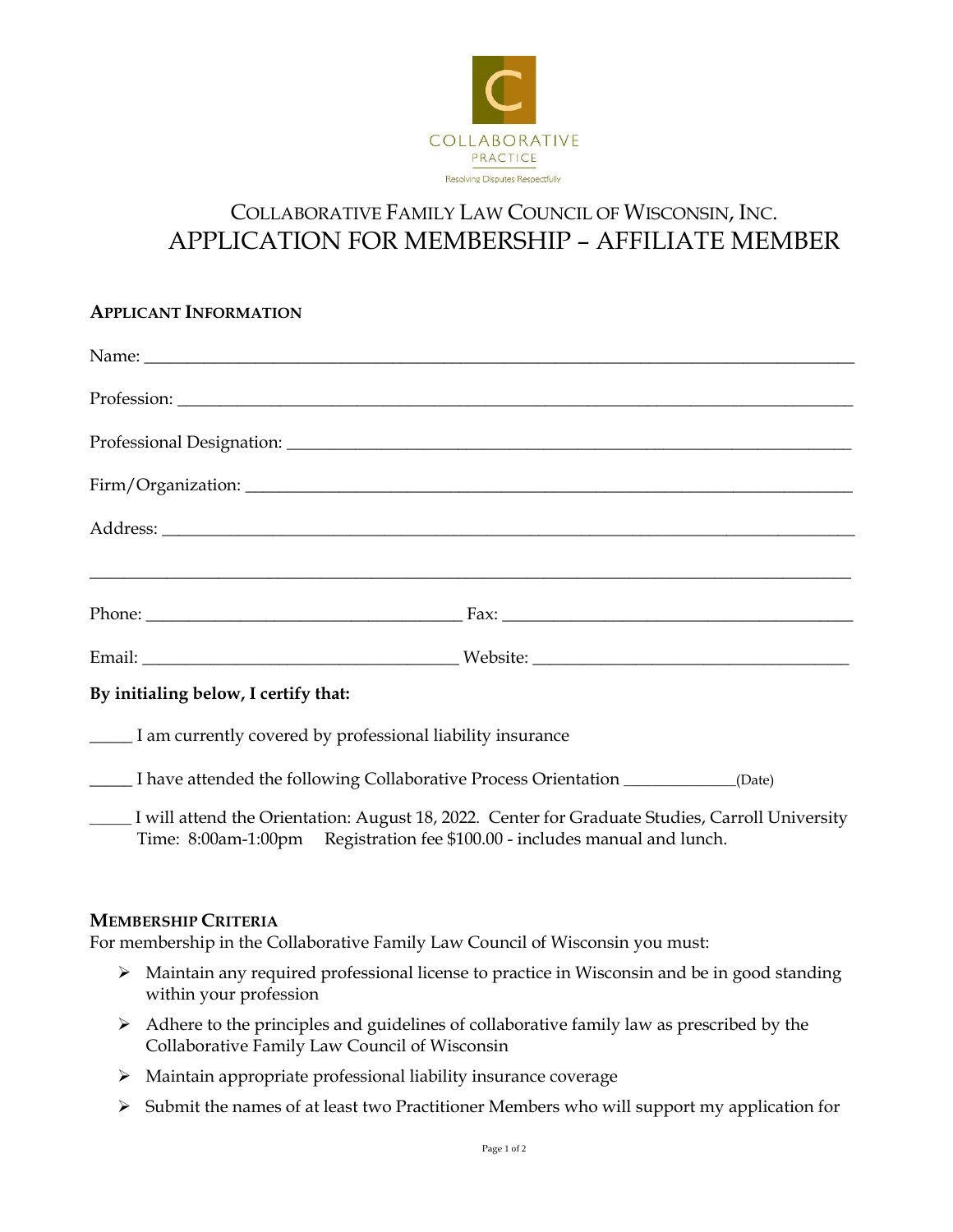COLLABORATIVE
PRACTICE
Resolving Disputes Respectfully

# COLLABORATIVE FAMILY LAW COUNCIL OF WISCONSIN, INC.
# APPLICATION FOR MEMBERSHIP – AFFILIATE MEMBER

## APPLICANT INFORMATION

Name: ________________________________________________________________________________

Profession: ____________________________________________________________________________

Professional Designation: ______________________________________________________________

Firm/Organization: _____________________________________________________________________

Address: _______________________________________________________________________________

_______________________________________________________________________________________

Phone: _____________________________________ Fax: ______________________________________

Email: _____________________________________ Website: __________________________________

**By initialing below, I certify that:**

_____ I am currently covered by professional liability insurance

_____ I have attended the following Collaborative Process Orientation _____________(Date)

_____ I will attend the Orientation: August 18, 2022. Center for Graduate Studies, Carroll University
Time: 8:00am-1:00pm Registration fee $100.00 - includes manual and lunch.

## MEMBERSHIP CRITERIA

For membership in the Collaborative Family Law Council of Wisconsin you must:

- Maintain any required professional license to practice in Wisconsin and be in good standing within your profession
- Adhere to the principles and guidelines of collaborative family law as prescribed by the Collaborative Family Law Council of Wisconsin
- Maintain appropriate professional liability insurance coverage
- Submit the names of at least two Practitioner Members who will support my application for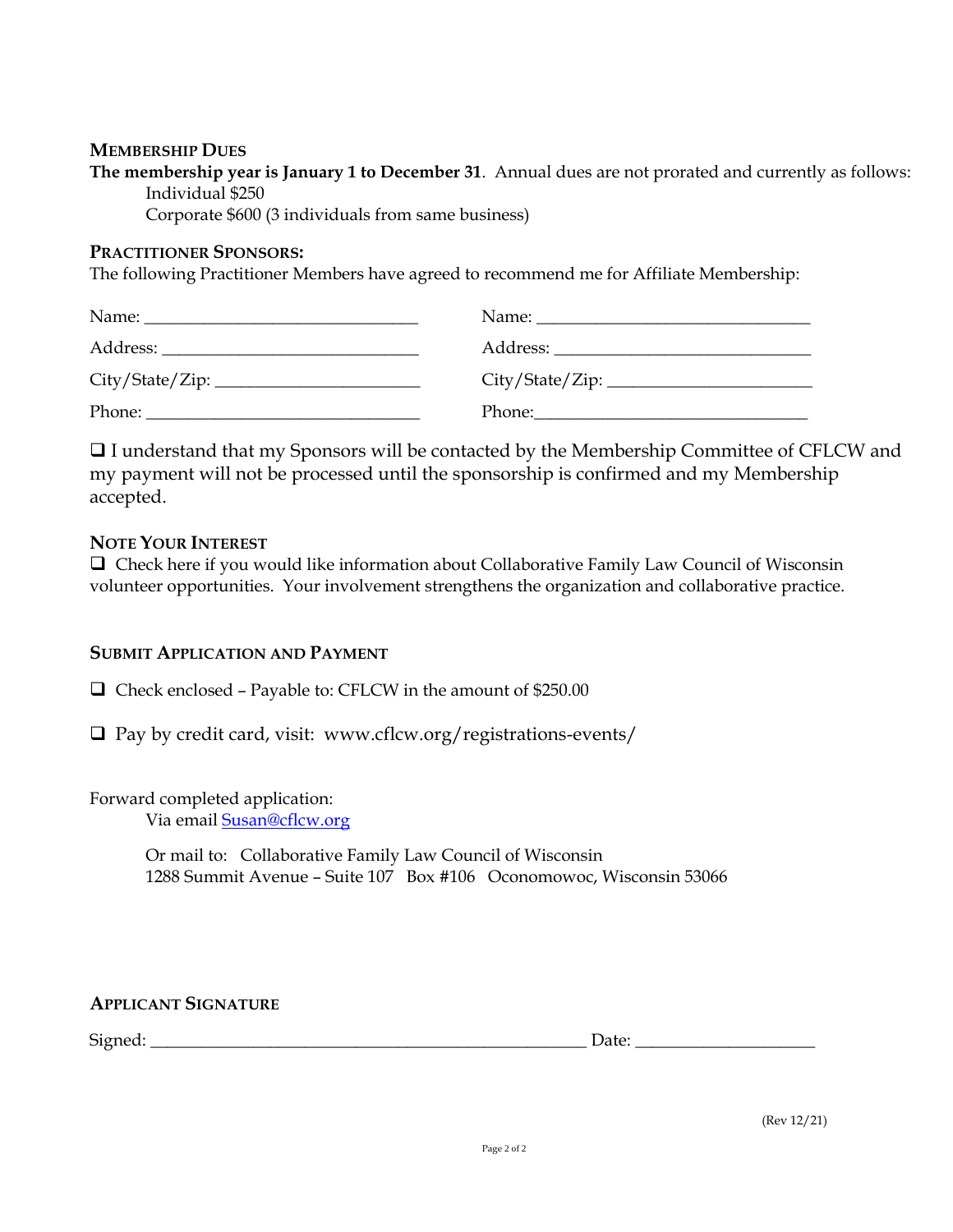### Membership Dues

**The membership year is January 1 to December 31**. Annual dues are not prorated and currently as follows:

Individual $250

Corporate $600 (3 individuals from same business)

### Practitioner Sponsors:

The following Practitioner Members have agreed to recommend me for Affiliate Membership:

| | |
|---|---|
| Name: ______________________________ | Name: ______________________________ |
| Address: ____________________________ | Address: ____________________________ |
| City/State/Zip: ______________________ | City/State/Zip: ______________________ |
| Phone: ______________________________ | Phone: ______________________________ |

❑ I understand that my Sponsors will be contacted by the Membership Committee of CFLCW and my payment will not be processed until the sponsorship is confirmed and my Membership accepted.

### Note Your Interest

❑ Check here if you would like information about Collaborative Family Law Council of Wisconsin volunteer opportunities. Your involvement strengthens the organization and collaborative practice.

### Submit Application and Payment

❑ Check enclosed – Payable to: CFLCW in the amount of $250.00

❑ Pay by credit card, visit: www.cflcw.org/registrations-events/

Forward completed application:

Via email Susan@cflcw.org

Or mail to: Collaborative Family Law Council of Wisconsin
1288 Summit Avenue – Suite 107 Box #106 Oconomowoc, Wisconsin 53066

### Applicant Signature

Signed: ______________________________________________ Date: ____________________

(Rev 12/21)